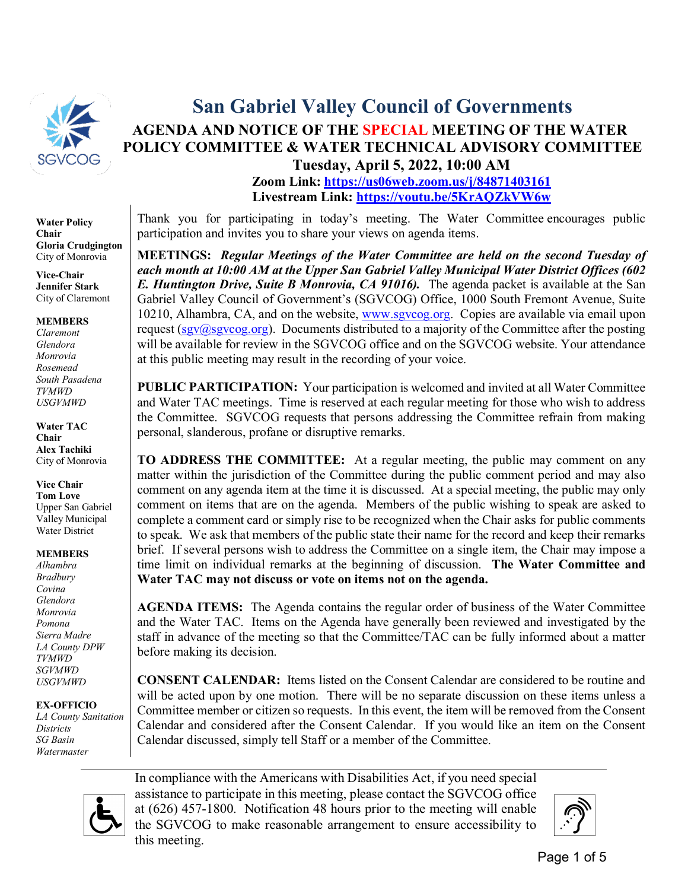# San Gabriel Valley Council of Governments

## AGENDA AND NOTICE OF THE SPECIAL MEETING OF THE WATER POLICY COMMITTEE & WATER TECHNICAL ADVISORY COMMITTEE

### Tuesday, April 5, 2022, 10:00 AM

**Zoom Link: https://us06web.zoom.us/j/84871403161**
**Livestream Link: https://youtu.be/5KrAQZkVW6w**

**Water Policy Chair**
**Gloria Crudgington**
City of Monrovia

**Vice-Chair**
**Jennifer Stark**
City of Claremont

**MEMBERS**
*Claremont*
*Glendora*
*Monrovia*
*Rosemead*
*South Pasadena*
*TVMWD*
*USGVMWD*

**Water TAC Chair**
**Alex Tachiki**
City of Monrovia

**Vice Chair**
**Tom Love**
Upper San Gabriel Valley Municipal Water District

**MEMBERS**
*Alhambra*
*Bradbury*
*Covina*
*Glendora*
*Monrovia*
*Pomona*
*Sierra Madre*
*LA County DPW*
*TVMWD*
*SGVMWD*
*USGVMWD*

**EX-OFFICIO**
*LA County Sanitation Districts*
*SG Basin Watermaster*

Thank you for participating in today's meeting. The Water Committee encourages public participation and invites you to share your views on agenda items.

**MEETINGS:** ***Regular Meetings of the Water Committee are held on the second Tuesday of each month at 10:00 AM at the Upper San Gabriel Valley Municipal Water District Offices (602 E. Huntington Drive, Suite B Monrovia, CA 91016).*** The agenda packet is available at the San Gabriel Valley Council of Government's (SGVCOG) Office, 1000 South Fremont Avenue, Suite 10210, Alhambra, CA, and on the website, www.sgvcog.org. Copies are available via email upon request (sgv@sgvcog.org). Documents distributed to a majority of the Committee after the posting will be available for review in the SGVCOG office and on the SGVCOG website. Your attendance at this public meeting may result in the recording of your voice.

**PUBLIC PARTICIPATION:** Your participation is welcomed and invited at all Water Committee and Water TAC meetings. Time is reserved at each regular meeting for those who wish to address the Committee. SGVCOG requests that persons addressing the Committee refrain from making personal, slanderous, profane or disruptive remarks.

**TO ADDRESS THE COMMITTEE:** At a regular meeting, the public may comment on any matter within the jurisdiction of the Committee during the public comment period and may also comment on any agenda item at the time it is discussed. At a special meeting, the public may only comment on items that are on the agenda. Members of the public wishing to speak are asked to complete a comment card or simply rise to be recognized when the Chair asks for public comments to speak. We ask that members of the public state their name for the record and keep their remarks brief. If several persons wish to address the Committee on a single item, the Chair may impose a time limit on individual remarks at the beginning of discussion. **The Water Committee and Water TAC may not discuss or vote on items not on the agenda.**

**AGENDA ITEMS:** The Agenda contains the regular order of business of the Water Committee and the Water TAC. Items on the Agenda have generally been reviewed and investigated by the staff in advance of the meeting so that the Committee/TAC can be fully informed about a matter before making its decision.

**CONSENT CALENDAR:** Items listed on the Consent Calendar are considered to be routine and will be acted upon by one motion. There will be no separate discussion on these items unless a Committee member or citizen so requests. In this event, the item will be removed from the Consent Calendar and considered after the Consent Calendar. If you would like an item on the Consent Calendar discussed, simply tell Staff or a member of the Committee.

In compliance with the Americans with Disabilities Act, if you need special assistance to participate in this meeting, please contact the SGVCOG office at (626) 457-1800. Notification 48 hours prior to the meeting will enable the SGVCOG to make reasonable arrangement to ensure accessibility to this meeting.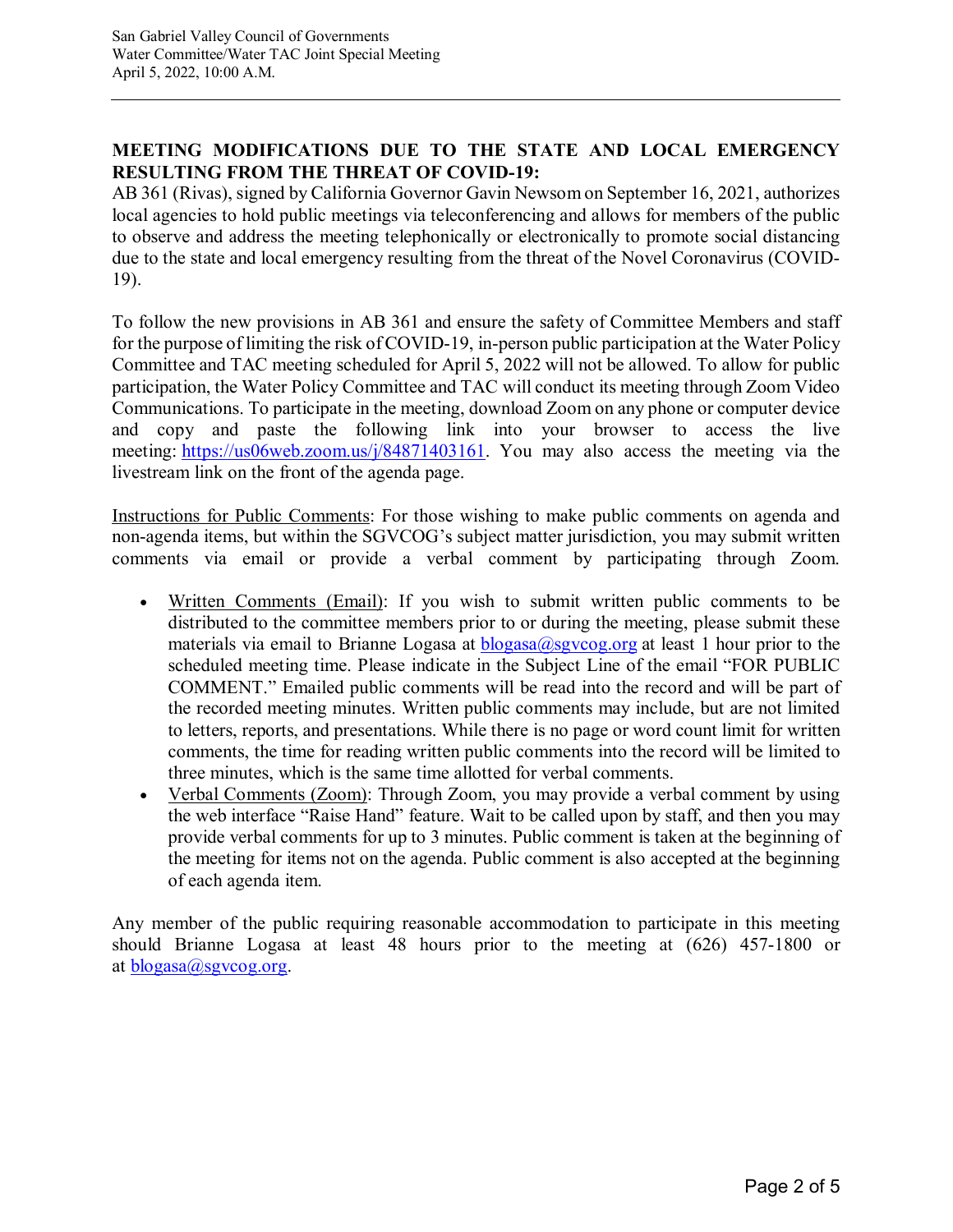**MEETING MODIFICATIONS DUE TO THE STATE AND LOCAL EMERGENCY RESULTING FROM THE THREAT OF COVID-19:**

AB 361 (Rivas), signed by California Governor Gavin Newsom on September 16, 2021, authorizes local agencies to hold public meetings via teleconferencing and allows for members of the public to observe and address the meeting telephonically or electronically to promote social distancing due to the state and local emergency resulting from the threat of the Novel Coronavirus (COVID-19).

To follow the new provisions in AB 361 and ensure the safety of Committee Members and staff for the purpose of limiting the risk of COVID-19, in-person public participation at the Water Policy Committee and TAC meeting scheduled for April 5, 2022 will not be allowed. To allow for public participation, the Water Policy Committee and TAC will conduct its meeting through Zoom Video Communications. To participate in the meeting, download Zoom on any phone or computer device and copy and paste the following link into your browser to access the live meeting: https://us06web.zoom.us/j/84871403161. You may also access the meeting via the livestream link on the front of the agenda page.

Instructions for Public Comments: For those wishing to make public comments on agenda and non-agenda items, but within the SGVCOG's subject matter jurisdiction, you may submit written comments via email or provide a verbal comment by participating through Zoom.

- Written Comments (Email): If you wish to submit written public comments to be distributed to the committee members prior to or during the meeting, please submit these materials via email to Brianne Logasa at blogasa@sgvcog.org at least 1 hour prior to the scheduled meeting time. Please indicate in the Subject Line of the email "FOR PUBLIC COMMENT." Emailed public comments will be read into the record and will be part of the recorded meeting minutes. Written public comments may include, but are not limited to letters, reports, and presentations. While there is no page or word count limit for written comments, the time for reading written public comments into the record will be limited to three minutes, which is the same time allotted for verbal comments.
- Verbal Comments (Zoom): Through Zoom, you may provide a verbal comment by using the web interface "Raise Hand" feature. Wait to be called upon by staff, and then you may provide verbal comments for up to 3 minutes. Public comment is taken at the beginning of the meeting for items not on the agenda. Public comment is also accepted at the beginning of each agenda item.

Any member of the public requiring reasonable accommodation to participate in this meeting should Brianne Logasa at least 48 hours prior to the meeting at (626) 457-1800 or at blogasa@sgvcog.org.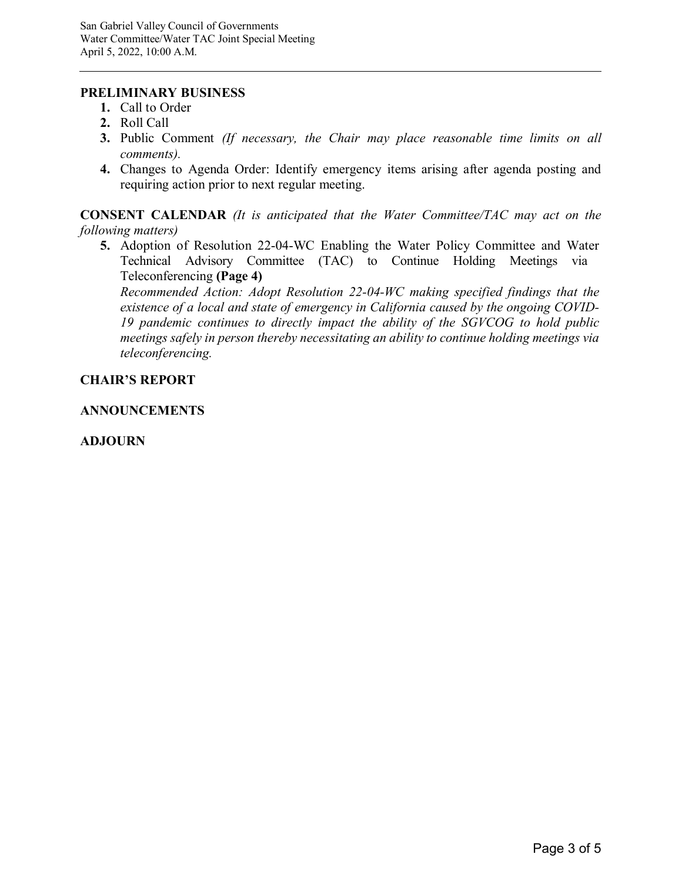**PRELIMINARY BUSINESS**

1. Call to Order
2. Roll Call
3. Public Comment *(If necessary, the Chair may place reasonable time limits on all comments).*
4. Changes to Agenda Order: Identify emergency items arising after agenda posting and requiring action prior to next regular meeting.

**CONSENT CALENDAR** *(It is anticipated that the Water Committee/TAC may act on the following matters)*

5. Adoption of Resolution 22-04-WC Enabling the Water Policy Committee and Water Technical Advisory Committee (TAC) to Continue Holding Meetings via Teleconferencing **(Page 4)**
   *Recommended Action: Adopt Resolution 22-04-WC making specified findings that the existence of a local and state of emergency in California caused by the ongoing COVID-19 pandemic continues to directly impact the ability of the SGVCOG to hold public meetings safely in person thereby necessitating an ability to continue holding meetings via teleconferencing.*

**CHAIR'S REPORT**

**ANNOUNCEMENTS**

**ADJOURN**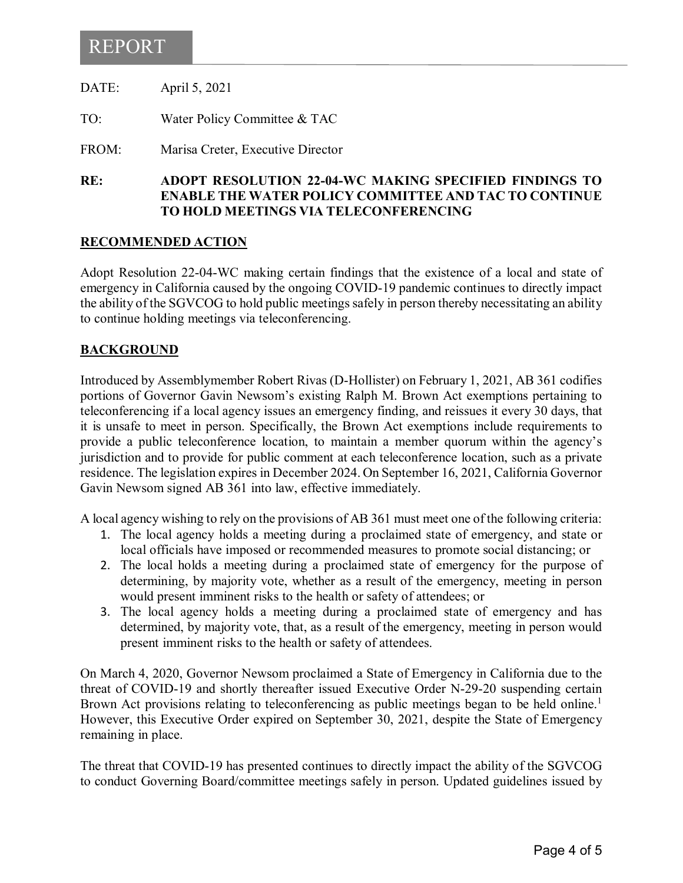# REPORT

DATE: April 5, 2021

TO: Water Policy Committee & TAC

FROM: Marisa Creter, Executive Director

**RE: ADOPT RESOLUTION 22-04-WC MAKING SPECIFIED FINDINGS TO ENABLE THE WATER POLICY COMMITTEE AND TAC TO CONTINUE TO HOLD MEETINGS VIA TELECONFERENCING**

## RECOMMENDED ACTION

Adopt Resolution 22-04-WC making certain findings that the existence of a local and state of emergency in California caused by the ongoing COVID-19 pandemic continues to directly impact the ability of the SGVCOG to hold public meetings safely in person thereby necessitating an ability to continue holding meetings via teleconferencing.

## BACKGROUND

Introduced by Assemblymember Robert Rivas (D-Hollister) on February 1, 2021, AB 361 codifies portions of Governor Gavin Newsom's existing Ralph M. Brown Act exemptions pertaining to teleconferencing if a local agency issues an emergency finding, and reissues it every 30 days, that it is unsafe to meet in person. Specifically, the Brown Act exemptions include requirements to provide a public teleconference location, to maintain a member quorum within the agency's jurisdiction and to provide for public comment at each teleconference location, such as a private residence. The legislation expires in December 2024. On September 16, 2021, California Governor Gavin Newsom signed AB 361 into law, effective immediately.

A local agency wishing to rely on the provisions of AB 361 must meet one of the following criteria:

1. The local agency holds a meeting during a proclaimed state of emergency, and state or local officials have imposed or recommended measures to promote social distancing; or
2. The local holds a meeting during a proclaimed state of emergency for the purpose of determining, by majority vote, whether as a result of the emergency, meeting in person would present imminent risks to the health or safety of attendees; or
3. The local agency holds a meeting during a proclaimed state of emergency and has determined, by majority vote, that, as a result of the emergency, meeting in person would present imminent risks to the health or safety of attendees.

On March 4, 2020, Governor Newsom proclaimed a State of Emergency in California due to the threat of COVID-19 and shortly thereafter issued Executive Order N-29-20 suspending certain Brown Act provisions relating to teleconferencing as public meetings began to be held online.[1] However, this Executive Order expired on September 30, 2021, despite the State of Emergency remaining in place.

The threat that COVID-19 has presented continues to directly impact the ability of the SGVCOG to conduct Governing Board/committee meetings safely in person. Updated guidelines issued by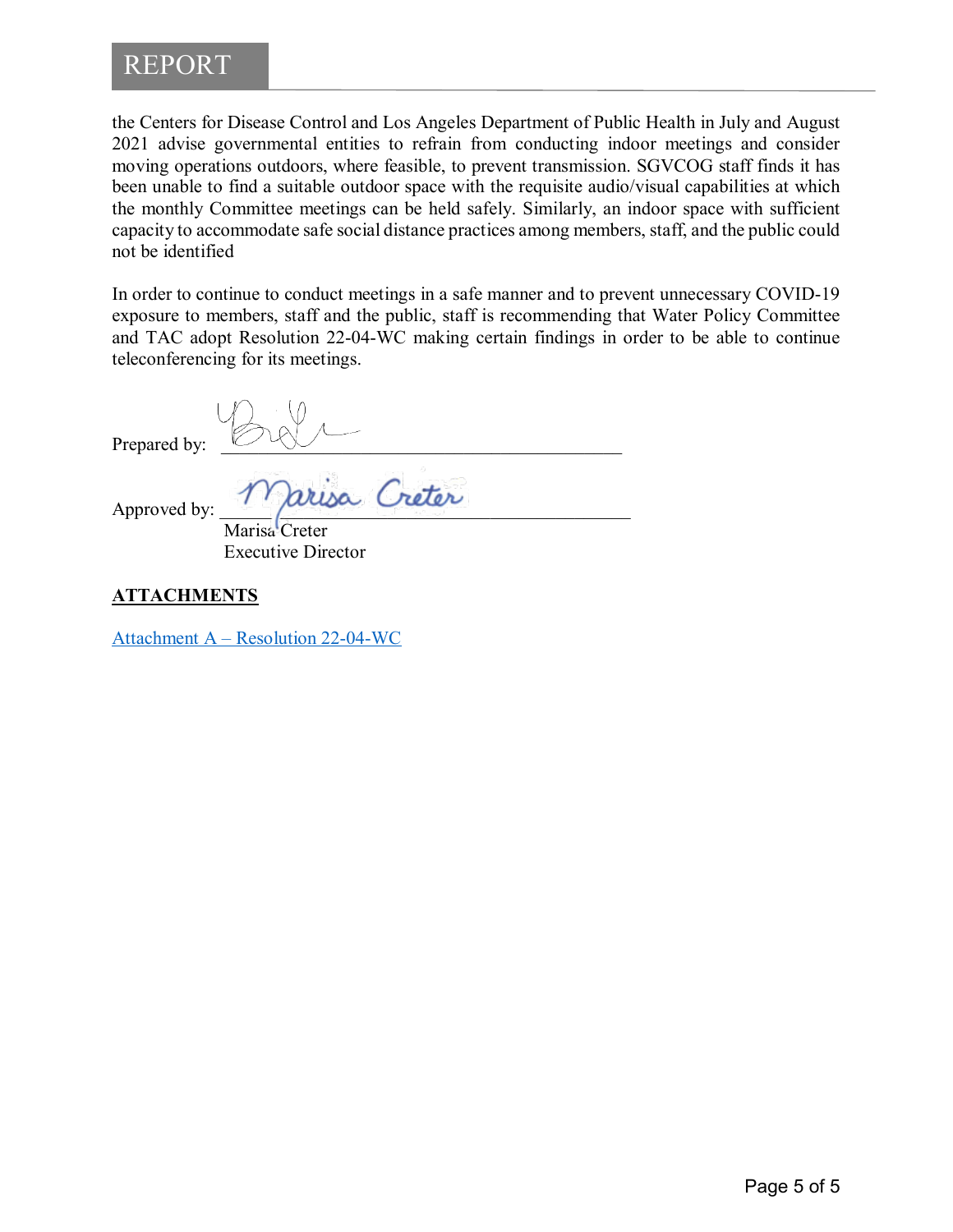the Centers for Disease Control and Los Angeles Department of Public Health in July and August 2021 advise governmental entities to refrain from conducting indoor meetings and consider moving operations outdoors, where feasible, to prevent transmission. SGVCOG staff finds it has been unable to find a suitable outdoor space with the requisite audio/visual capabilities at which the monthly Committee meetings can be held safely. Similarly, an indoor space with sufficient capacity to accommodate safe social distance practices among members, staff, and the public could not be identified

In order to continue to conduct meetings in a safe manner and to prevent unnecessary COVID-19 exposure to members, staff and the public, staff is recommending that Water Policy Committee and TAC adopt Resolution 22-04-WC making certain findings in order to be able to continue teleconferencing for its meetings.

Prepared by: ____________________

Approved by: ____________________
Marisa Creter
Executive Director

**ATTACHMENTS**

Attachment A – Resolution 22-04-WC